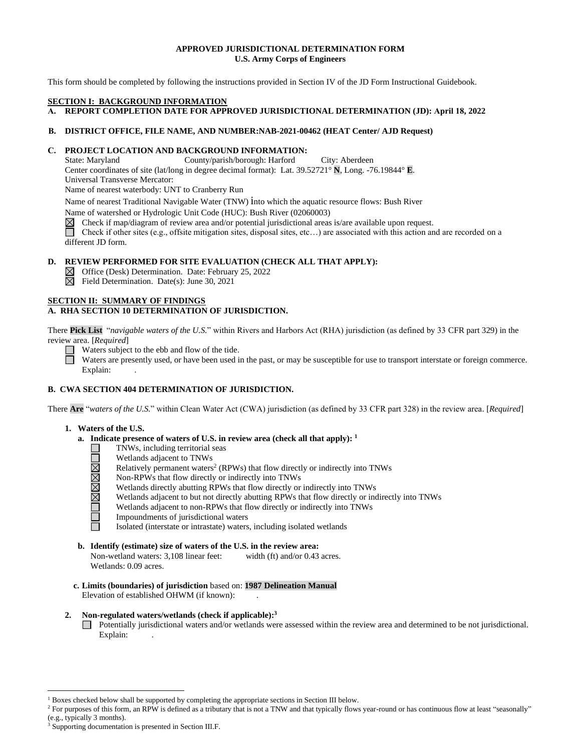**APPROVED JURISDICTIONAL DETERMINATION FORM**
**U.S. Army Corps of Engineers**

This form should be completed by following the instructions provided in Section IV of the JD Form Instructional Guidebook.

## SECTION I: BACKGROUND INFORMATION

**A. REPORT COMPLETION DATE FOR APPROVED JURISDICTIONAL DETERMINATION (JD): April 18, 2022**

**B. DISTRICT OFFICE, FILE NAME, AND NUMBER:NAB-2021-00462 (HEAT Center/ AJD Request)**

**C. PROJECT LOCATION AND BACKGROUND INFORMATION:**

State: Maryland County/parish/borough: Harford City: Aberdeen
Center coordinates of site (lat/long in degree decimal format): Lat. 39.52721° **N**, Long. -76.19844° **E**.
Universal Transverse Mercator:
Name of nearest waterbody: UNT to Cranberry Run
Name of nearest Traditional Navigable Water (TNW) into which the aquatic resource flows: Bush River
Name of watershed or Hydrologic Unit Code (HUC): Bush River (02060003)

☒ Check if map/diagram of review area and/or potential jurisdictional areas is/are available upon request.
☐ Check if other sites (e.g., offsite mitigation sites, disposal sites, etc…) are associated with this action and are recorded on a different JD form.

**D. REVIEW PERFORMED FOR SITE EVALUATION (CHECK ALL THAT APPLY):**

☒ Office (Desk) Determination. Date: February 25, 2022
☒ Field Determination. Date(s): June 30, 2021

## SECTION II: SUMMARY OF FINDINGS

**A. RHA SECTION 10 DETERMINATION OF JURISDICTION.**

There **Pick List** "*navigable waters of the U.S.*" within Rivers and Harbors Act (RHA) jurisdiction (as defined by 33 CFR part 329) in the review area. [*Required*]

☐ Waters subject to the ebb and flow of the tide.
☐ Waters are presently used, or have been used in the past, or may be susceptible for use to transport interstate or foreign commerce. Explain: .

**B. CWA SECTION 404 DETERMINATION OF JURISDICTION.**

There **Are** "*waters of the U.S.*" within Clean Water Act (CWA) jurisdiction (as defined by 33 CFR part 328) in the review area. [*Required*]

**1. Waters of the U.S.**

**a. Indicate presence of waters of U.S. in review area (check all that apply):** [1]

☐ TNWs, including territorial seas
☐ Wetlands adjacent to TNWs
☒ Relatively permanent waters[2] (RPWs) that flow directly or indirectly into TNWs
☒ Non-RPWs that flow directly or indirectly into TNWs
☒ Wetlands directly abutting RPWs that flow directly or indirectly into TNWs
☒ Wetlands adjacent to but not directly abutting RPWs that flow directly or indirectly into TNWs
☐ Wetlands adjacent to non-RPWs that flow directly or indirectly into TNWs
☐ Impoundments of jurisdictional waters
☐ Isolated (interstate or intrastate) waters, including isolated wetlands

**b. Identify (estimate) size of waters of the U.S. in the review area:**

Non-wetland waters: 3,108 linear feet: width (ft) and/or 0.43 acres.
Wetlands: 0.09 acres.

**c. Limits (boundaries) of jurisdiction** based on: **1987 Delineation Manual**
Elevation of established OHWM (if known): .

**2. Non-regulated waters/wetlands (check if applicable):**[3]

☐ Potentially jurisdictional waters and/or wetlands were assessed within the review area and determined to be not jurisdictional. Explain: .

---

[1] Boxes checked below shall be supported by completing the appropriate sections in Section III below.
[2] For purposes of this form, an RPW is defined as a tributary that is not a TNW and that typically flows year-round or has continuous flow at least "seasonally" (e.g., typically 3 months).
[3] Supporting documentation is presented in Section III.F.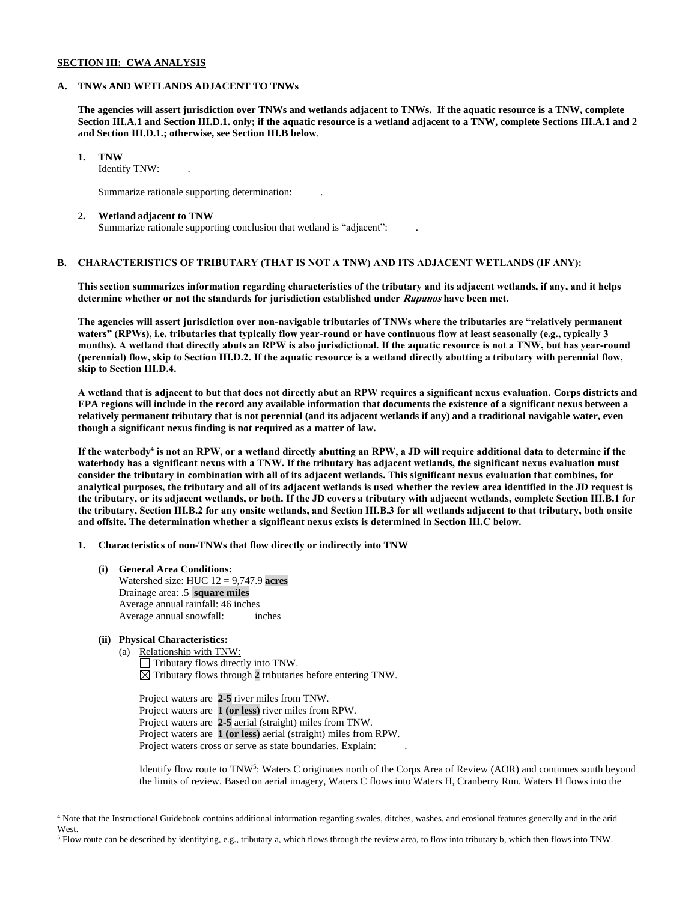**SECTION III: CWA ANALYSIS**

**A. TNWs AND WETLANDS ADJACENT TO TNWs**

**The agencies will assert jurisdiction over TNWs and wetlands adjacent to TNWs. If the aquatic resource is a TNW, complete Section III.A.1 and Section III.D.1. only; if the aquatic resource is a wetland adjacent to a TNW, complete Sections III.A.1 and 2 and Section III.D.1.; otherwise, see Section III.B below**.

**1. TNW**

Identify TNW: .

Summarize rationale supporting determination: .

**2. Wetland adjacent to TNW**

Summarize rationale supporting conclusion that wetland is "adjacent": .

**B. CHARACTERISTICS OF TRIBUTARY (THAT IS NOT A TNW) AND ITS ADJACENT WETLANDS (IF ANY):**

**This section summarizes information regarding characteristics of the tributary and its adjacent wetlands, if any, and it helps determine whether or not the standards for jurisdiction established under *Rapanos* have been met.**

**The agencies will assert jurisdiction over non-navigable tributaries of TNWs where the tributaries are "relatively permanent waters" (RPWs), i.e. tributaries that typically flow year-round or have continuous flow at least seasonally (e.g., typically 3 months). A wetland that directly abuts an RPW is also jurisdictional. If the aquatic resource is not a TNW, but has year-round (perennial) flow, skip to Section III.D.2. If the aquatic resource is a wetland directly abutting a tributary with perennial flow, skip to Section III.D.4.**

**A wetland that is adjacent to but that does not directly abut an RPW requires a significant nexus evaluation. Corps districts and EPA regions will include in the record any available information that documents the existence of a significant nexus between a relatively permanent tributary that is not perennial (and its adjacent wetlands if any) and a traditional navigable water, even though a significant nexus finding is not required as a matter of law.**

**If the waterbody[4] is not an RPW, or a wetland directly abutting an RPW, a JD will require additional data to determine if the waterbody has a significant nexus with a TNW. If the tributary has adjacent wetlands, the significant nexus evaluation must consider the tributary in combination with all of its adjacent wetlands. This significant nexus evaluation that combines, for analytical purposes, the tributary and all of its adjacent wetlands is used whether the review area identified in the JD request is the tributary, or its adjacent wetlands, or both. If the JD covers a tributary with adjacent wetlands, complete Section III.B.1 for the tributary, Section III.B.2 for any onsite wetlands, and Section III.B.3 for all wetlands adjacent to that tributary, both onsite and offsite. The determination whether a significant nexus exists is determined in Section III.C below.**

**1. Characteristics of non-TNWs that flow directly or indirectly into TNW**

**(i) General Area Conditions:**

Watershed size: HUC 12 = 9,747.9 **acres**
Drainage area: .5 **square miles**
Average annual rainfall: 46 inches
Average annual snowfall: inches

**(ii) Physical Characteristics:**

(a) Relationship with TNW:

☐ Tributary flows directly into TNW.
☒ Tributary flows through **2** tributaries before entering TNW.

Project waters are **2-5** river miles from TNW.
Project waters are **1 (or less)** river miles from RPW.
Project waters are **2-5** aerial (straight) miles from TNW.
Project waters are **1 (or less)** aerial (straight) miles from RPW.
Project waters cross or serve as state boundaries. Explain: .

Identify flow route to TNW[5]: Waters C originates north of the Corps Area of Review (AOR) and continues south beyond the limits of review. Based on aerial imagery, Waters C flows into Waters H, Cranberry Run. Waters H flows into the

---

[4] Note that the Instructional Guidebook contains additional information regarding swales, ditches, washes, and erosional features generally and in the arid West.

[5] Flow route can be described by identifying, e.g., tributary a, which flows through the review area, to flow into tributary b, which then flows into TNW.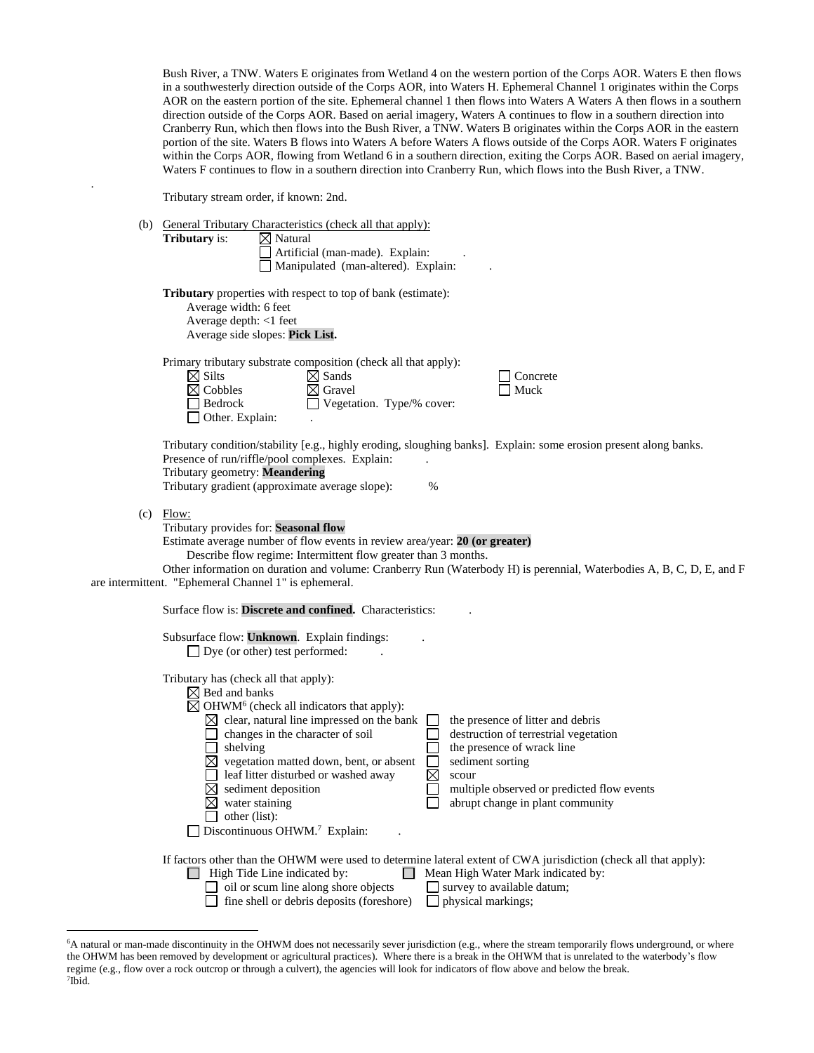Bush River, a TNW. Waters E originates from Wetland 4 on the western portion of the Corps AOR. Waters E then flows in a southwesterly direction outside of the Corps AOR, into Waters H. Ephemeral Channel 1 originates within the Corps AOR on the eastern portion of the site. Ephemeral channel 1 then flows into Waters A Waters A then flows in a southern direction outside of the Corps AOR. Based on aerial imagery, Waters A continues to flow in a southern direction into Cranberry Run, which then flows into the Bush River, a TNW. Waters B originates within the Corps AOR in the eastern portion of the site. Waters B flows into Waters A before Waters A flows outside of the Corps AOR. Waters F originates within the Corps AOR, flowing from Wetland 6 in a southern direction, exiting the Corps AOR. Based on aerial imagery, Waters F continues to flow in a southern direction into Cranberry Run, which flows into the Bush River, a TNW.

.

Tributary stream order, if known: 2nd.

(b) General Tributary Characteristics (check all that apply):

**Tributary** is:
- ☒ Natural
- ☐ Artificial (man-made). Explain: .
- ☐ Manipulated (man-altered). Explain: .

**Tributary** properties with respect to top of bank (estimate):
- Average width: 6 feet
- Average depth: <1 feet
- Average side slopes: **Pick List.**

Primary tributary substrate composition (check all that apply):
- ☒ Silts
- ☒ Sands
- ☐ Concrete
- ☒ Cobbles
- ☒ Gravel
- ☐ Muck
- ☐ Bedrock
- ☐ Vegetation. Type/% cover:
- ☐ Other. Explain: .

Tributary condition/stability [e.g., highly eroding, sloughing banks]. Explain: some erosion present along banks.
Presence of run/riffle/pool complexes. Explain: .
Tributary geometry: **Meandering**
Tributary gradient (approximate average slope): %

(c) Flow:

Tributary provides for: **Seasonal flow**
Estimate average number of flow events in review area/year: **20 (or greater)**
Describe flow regime: Intermittent flow greater than 3 months.
Other information on duration and volume: Cranberry Run (Waterbody H) is perennial, Waterbodies A, B, C, D, E, and F are intermittent. "Ephemeral Channel 1" is ephemeral.

Surface flow is: **Discrete and confined.** Characteristics: .

Subsurface flow: **Unknown**. Explain findings: .
- ☐ Dye (or other) test performed: .

Tributary has (check all that apply):
- ☒ Bed and banks
- ☒ OHWM[6] (check all indicators that apply):
  - ☒ clear, natural line impressed on the bank
  - ☐ changes in the character of soil
  - ☐ shelving
  - ☒ vegetation matted down, bent, or absent
  - ☐ leaf litter disturbed or washed away
  - ☒ sediment deposition
  - ☒ water staining
  - ☐ other (list):
  - ☐ the presence of litter and debris
  - ☐ destruction of terrestrial vegetation
  - ☐ the presence of wrack line
  - ☐ sediment sorting
  - ☒ scour
  - ☐ multiple observed or predicted flow events
  - ☐ abrupt change in plant community
- ☐ Discontinuous OHWM.[7] Explain: .

If factors other than the OHWM were used to determine lateral extent of CWA jurisdiction (check all that apply):
- ☐ High Tide Line indicated by:
  - ☐ oil or scum line along shore objects
  - ☐ fine shell or debris deposits (foreshore)
- ☐ Mean High Water Mark indicated by:
  - ☐ survey to available datum;
  - ☐ physical markings;

---

[6]A natural or man-made discontinuity in the OHWM does not necessarily sever jurisdiction (e.g., where the stream temporarily flows underground, or where the OHWM has been removed by development or agricultural practices). Where there is a break in the OHWM that is unrelated to the waterbody's flow regime (e.g., flow over a rock outcrop or through a culvert), the agencies will look for indicators of flow above and below the break.
[7]Ibid.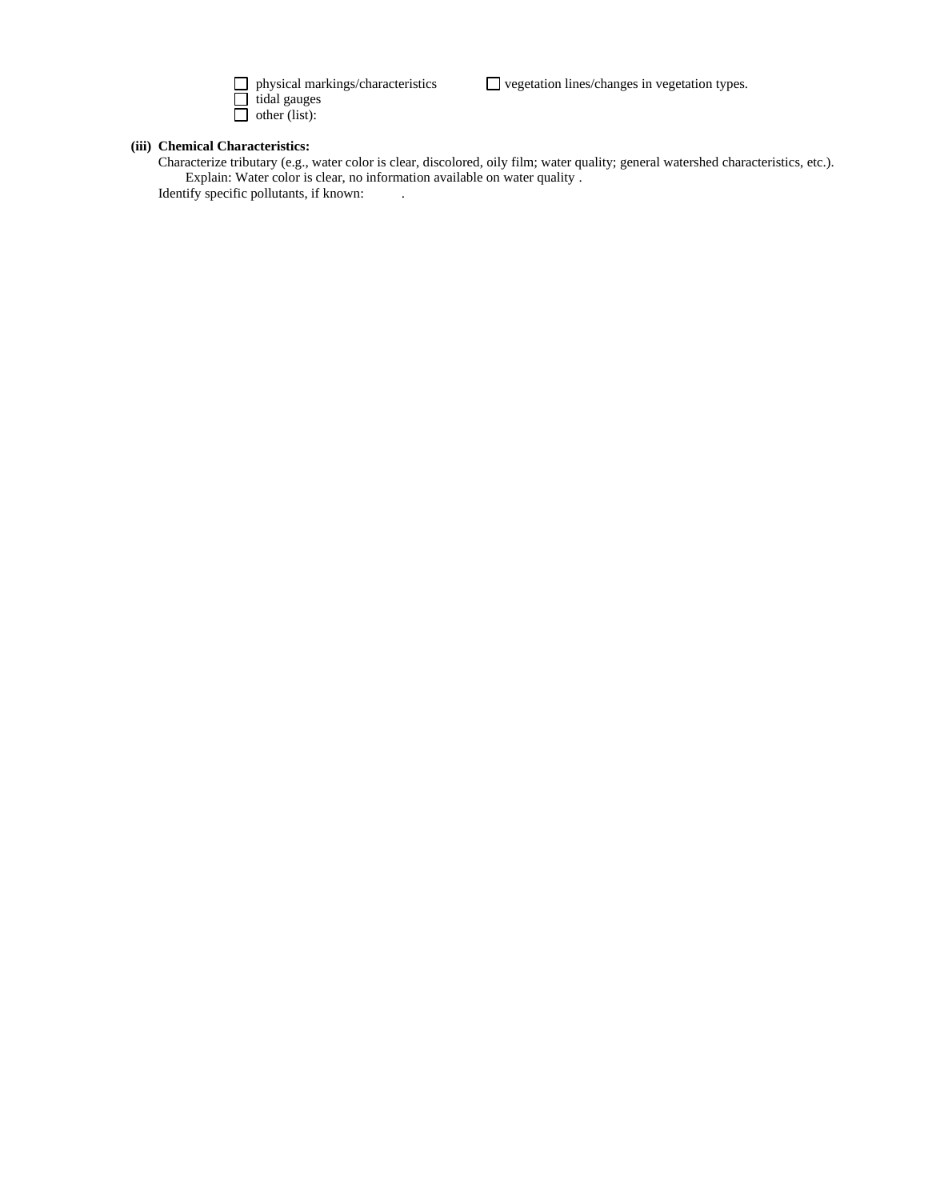- [ ] physical markings/characteristics
- [ ] vegetation lines/changes in vegetation types.
- [ ] tidal gauges
- [ ] other (list):

**(iii) Chemical Characteristics:**

Characterize tributary (e.g., water color is clear, discolored, oily film; water quality; general watershed characteristics, etc.).

Explain: Water color is clear, no information available on water quality .

Identify specific pollutants, if known: .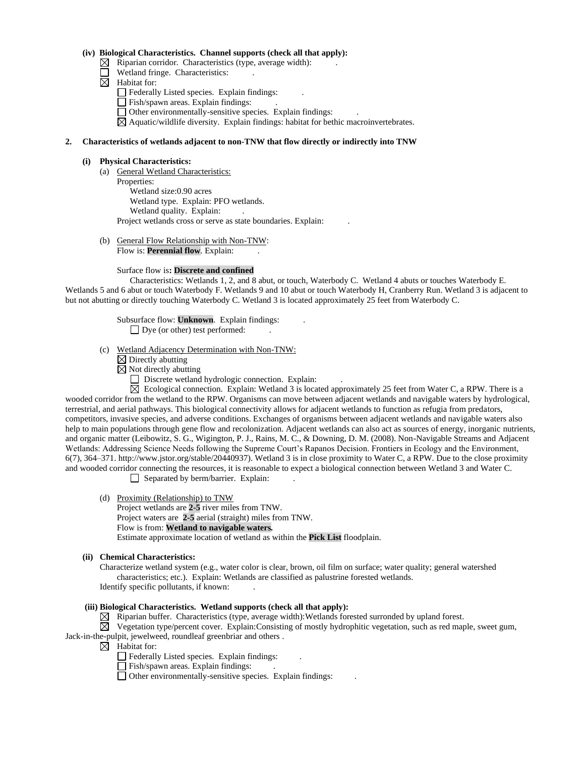**(iv) Biological Characteristics. Channel supports (check all that apply):**

- ☒ Riparian corridor. Characteristics (type, average width): .
- ☐ Wetland fringe. Characteristics: .
- ☒ Habitat for:
  - ☐ Federally Listed species. Explain findings: .
  - ☐ Fish/spawn areas. Explain findings: .
  - ☐ Other environmentally-sensitive species. Explain findings: .
  - ☒ Aquatic/wildlife diversity. Explain findings: habitat for bethic macroinvertebrates.

**2. Characteristics of wetlands adjacent to non-TNW that flow directly or indirectly into TNW**

**(i) Physical Characteristics:**

(a) General Wetland Characteristics:

Properties:

Wetland size:0.90 acres

Wetland type. Explain: PFO wetlands.

Wetland quality. Explain: .

Project wetlands cross or serve as state boundaries. Explain: .

(b) General Flow Relationship with Non-TNW:

Flow is: **Perennial flow**. Explain: .

Surface flow is**: Discrete and confined**

Characteristics: Wetlands 1, 2, and 8 abut, or touch, Waterbody C. Wetland 4 abuts or touches Waterbody E. Wetlands 5 and 6 abut or touch Waterbody F. Wetlands 9 and 10 abut or touch Waterbody H, Cranberry Run. Wetland 3 is adjacent to but not abutting or directly touching Waterbody C. Wetland 3 is located approximately 25 feet from Waterbody C.

Subsurface flow: **Unknown**. Explain findings: .

☐ Dye (or other) test performed: .

(c) Wetland Adjacency Determination with Non-TNW:

☒ Directly abutting

☒ Not directly abutting

☐ Discrete wetland hydrologic connection. Explain: .

☒ Ecological connection. Explain: Wetland 3 is located approximately 25 feet from Water C, a RPW. There is a wooded corridor from the wetland to the RPW. Organisms can move between adjacent wetlands and navigable waters by hydrological, terrestrial, and aerial pathways. This biological connectivity allows for adjacent wetlands to function as refugia from predators, competitors, invasive species, and adverse conditions. Exchanges of organisms between adjacent wetlands and navigable waters also help to main populations through gene flow and recolonization. Adjacent wetlands can also act as sources of energy, inorganic nutrients, and organic matter (Leibowitz, S. G., Wigington, P. J., Rains, M. C., & Downing, D. M. (2008). Non-Navigable Streams and Adjacent Wetlands: Addressing Science Needs following the Supreme Court's Rapanos Decision. Frontiers in Ecology and the Environment, 6(7), 364–371. http://www.jstor.org/stable/20440937). Wetland 3 is in close proximity to Water C, a RPW. Due to the close proximity and wooded corridor connecting the resources, it is reasonable to expect a biological connection between Wetland 3 and Water C.

☐ Separated by berm/barrier. Explain: .

(d) Proximity (Relationship) to TNW

Project wetlands are **2-5** river miles from TNW.

Project waters are **2-5** aerial (straight) miles from TNW.

Flow is from: ***Wetland to navigable waters.***

Estimate approximate location of wetland as within the **Pick List** floodplain.

**(ii) Chemical Characteristics:**

Characterize wetland system (e.g., water color is clear, brown, oil film on surface; water quality; general watershed characteristics; etc.). Explain: Wetlands are classified as palustrine forested wetlands.

Identify specific pollutants, if known: .

**(iii) Biological Characteristics. Wetland supports (check all that apply):**

- ☒ Riparian buffer. Characteristics (type, average width):Wetlands forested surronded by upland forest.
- ☒ Vegetation type/percent cover. Explain:Consisting of mostly hydrophitic vegetation, such as red maple, sweet gum, Jack-in-the-pulpit, jewelweed, roundleaf greenbriar and others .
- ☒ Habitat for:
  - ☐ Federally Listed species. Explain findings: .
  - ☐ Fish/spawn areas. Explain findings: .
  - ☐ Other environmentally-sensitive species. Explain findings: .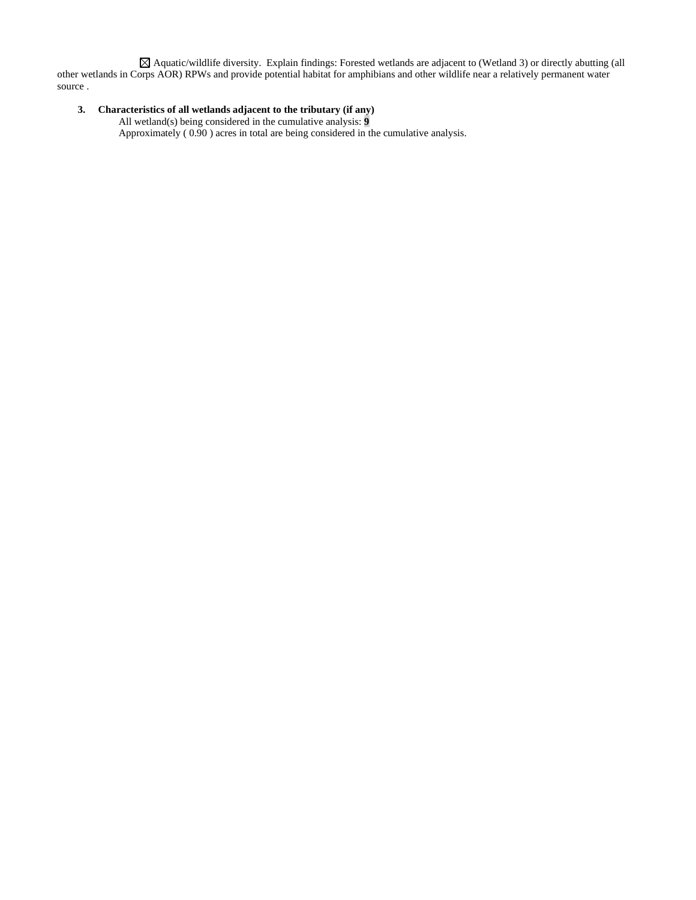☒ Aquatic/wildlife diversity. Explain findings: Forested wetlands are adjacent to (Wetland 3) or directly abutting (all other wetlands in Corps AOR) RPWs and provide potential habitat for amphibians and other wildlife near a relatively permanent water source .

**3. Characteristics of all wetlands adjacent to the tributary (if any)**

All wetland(s) being considered in the cumulative analysis: **9**

Approximately ( 0.90 ) acres in total are being considered in the cumulative analysis.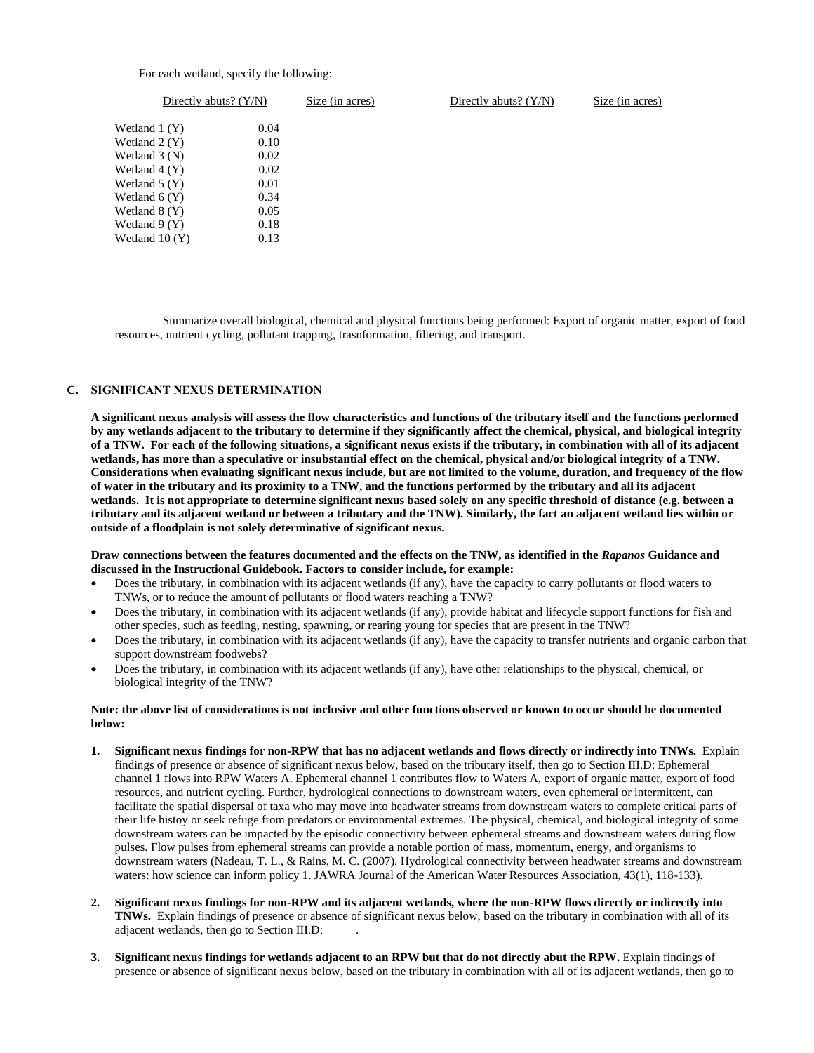For each wetland, specify the following:

| Directly abuts? (Y/N) | Size (in acres) | Directly abuts? (Y/N) | Size (in acres) |
|---|---|---|---|
| Wetland 1 (Y) | 0.04 | | |
| Wetland 2 (Y) | 0.10 | | |
| Wetland 3 (N) | 0.02 | | |
| Wetland 4 (Y) | 0.02 | | |
| Wetland 5 (Y) | 0.01 | | |
| Wetland 6 (Y) | 0.34 | | |
| Wetland 8 (Y) | 0.05 | | |
| Wetland 9 (Y) | 0.18 | | |
| Wetland 10 (Y) | 0.13 | | |

Summarize overall biological, chemical and physical functions being performed: Export of organic matter, export of food resources, nutrient cycling, pollutant trapping, trasnformation, filtering, and transport.

## C. SIGNIFICANT NEXUS DETERMINATION

**A significant nexus analysis will assess the flow characteristics and functions of the tributary itself and the functions performed by any wetlands adjacent to the tributary to determine if they significantly affect the chemical, physical, and biological integrity of a TNW. For each of the following situations, a significant nexus exists if the tributary, in combination with all of its adjacent wetlands, has more than a speculative or insubstantial effect on the chemical, physical and/or biological integrity of a TNW. Considerations when evaluating significant nexus include, but are not limited to the volume, duration, and frequency of the flow of water in the tributary and its proximity to a TNW, and the functions performed by the tributary and all its adjacent wetlands. It is not appropriate to determine significant nexus based solely on any specific threshold of distance (e.g. between a tributary and its adjacent wetland or between a tributary and the TNW). Similarly, the fact an adjacent wetland lies within or outside of a floodplain is not solely determinative of significant nexus.**

**Draw connections between the features documented and the effects on the TNW, as identified in the *Rapanos* Guidance and discussed in the Instructional Guidebook. Factors to consider include, for example:**

- Does the tributary, in combination with its adjacent wetlands (if any), have the capacity to carry pollutants or flood waters to TNWs, or to reduce the amount of pollutants or flood waters reaching a TNW?
- Does the tributary, in combination with its adjacent wetlands (if any), provide habitat and lifecycle support functions for fish and other species, such as feeding, nesting, spawning, or rearing young for species that are present in the TNW?
- Does the tributary, in combination with its adjacent wetlands (if any), have the capacity to transfer nutrients and organic carbon that support downstream foodwebs?
- Does the tributary, in combination with its adjacent wetlands (if any), have other relationships to the physical, chemical, or biological integrity of the TNW?

**Note: the above list of considerations is not inclusive and other functions observed or known to occur should be documented below:**

1. **Significant nexus findings for non-RPW that has no adjacent wetlands and flows directly or indirectly into TNWs.** Explain findings of presence or absence of significant nexus below, based on the tributary itself, then go to Section III.D: Ephemeral channel 1 flows into RPW Waters A. Ephemeral channel 1 contributes flow to Waters A, export of organic matter, export of food resources, and nutrient cycling. Further, hydrological connections to downstream waters, even ephemeral or intermittent, can facilitate the spatial dispersal of taxa who may move into headwater streams from downstream waters to complete critical parts of their life histoy or seek refuge from predators or environmental extremes. The physical, chemical, and biological integrity of some downstream waters can be impacted by the episodic connectivity between ephemeral streams and downstream waters during flow pulses. Flow pulses from ephemeral streams can provide a notable portion of mass, momentum, energy, and organisms to downstream waters (Nadeau, T. L., & Rains, M. C. (2007). Hydrological connectivity between headwater streams and downstream waters: how science can inform policy 1. JAWRA Journal of the American Water Resources Association, 43(1), 118-133).

2. **Significant nexus findings for non-RPW and its adjacent wetlands, where the non-RPW flows directly or indirectly into TNWs.** Explain findings of presence or absence of significant nexus below, based on the tributary in combination with all of its adjacent wetlands, then go to Section III.D: .

3. **Significant nexus findings for wetlands adjacent to an RPW but that do not directly abut the RPW.** Explain findings of presence or absence of significant nexus below, based on the tributary in combination with all of its adjacent wetlands, then go to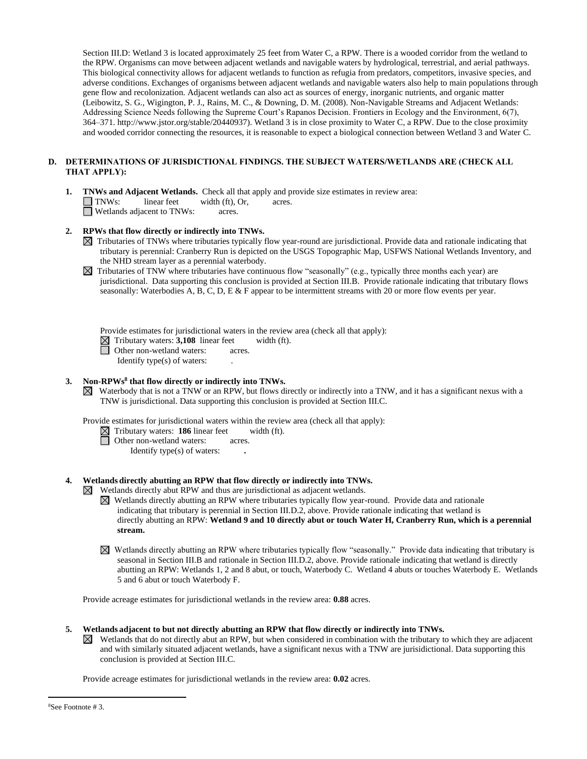Section III.D: Wetland 3 is located approximately 25 feet from Water C, a RPW. There is a wooded corridor from the wetland to the RPW. Organisms can move between adjacent wetlands and navigable waters by hydrological, terrestrial, and aerial pathways. This biological connectivity allows for adjacent wetlands to function as refugia from predators, competitors, invasive species, and adverse conditions. Exchanges of organisms between adjacent wetlands and navigable waters also help to main populations through gene flow and recolonization. Adjacent wetlands can also act as sources of energy, inorganic nutrients, and organic matter (Leibowitz, S. G., Wigington, P. J., Rains, M. C., & Downing, D. M. (2008). Non-Navigable Streams and Adjacent Wetlands: Addressing Science Needs following the Supreme Court's Rapanos Decision. Frontiers in Ecology and the Environment, 6(7), 364–371. http://www.jstor.org/stable/20440937). Wetland 3 is in close proximity to Water C, a RPW. Due to the close proximity and wooded corridor connecting the resources, it is reasonable to expect a biological connection between Wetland 3 and Water C.

## D. DETERMINATIONS OF JURISDICTIONAL FINDINGS. THE SUBJECT WATERS/WETLANDS ARE (CHECK ALL THAT APPLY):

**1. TNWs and Adjacent Wetlands.** Check all that apply and provide size estimates in review area:

☐ TNWs: linear feet width (ft), Or, acres.
☐ Wetlands adjacent to TNWs: acres.

**2. RPWs that flow directly or indirectly into TNWs.**

☒ Tributaries of TNWs where tributaries typically flow year-round are jurisdictional. Provide data and rationale indicating that tributary is perennial: Cranberry Run is depicted on the USGS Topographic Map, USFWS National Wetlands Inventory, and the NHD stream layer as a perennial waterbody.

☒ Tributaries of TNW where tributaries have continuous flow "seasonally" (e.g., typically three months each year) are jurisdictional. Data supporting this conclusion is provided at Section III.B. Provide rationale indicating that tributary flows seasonally: Waterbodies A, B, C, D, E & F appear to be intermittent streams with 20 or more flow events per year.

Provide estimates for jurisdictional waters in the review area (check all that apply):

☒ Tributary waters: **3,108** linear feet width (ft).
☐ Other non-wetland waters: acres.
  Identify type(s) of waters: .

**3. Non-RPWs[8] that flow directly or indirectly into TNWs.**

☒ Waterbody that is not a TNW or an RPW, but flows directly or indirectly into a TNW, and it has a significant nexus with a TNW is jurisdictional. Data supporting this conclusion is provided at Section III.C.

Provide estimates for jurisdictional waters within the review area (check all that apply):

☒ Tributary waters: **186** linear feet width (ft).
☐ Other non-wetland waters: acres.
  Identify type(s) of waters: **.**

**4. Wetlands directly abutting an RPW that flow directly or indirectly into TNWs.**

☒ Wetlands directly abut RPW and thus are jurisdictional as adjacent wetlands.

☒ Wetlands directly abutting an RPW where tributaries typically flow year-round. Provide data and rationale indicating that tributary is perennial in Section III.D.2, above. Provide rationale indicating that wetland is directly abutting an RPW: **Wetland 9 and 10 directly abut or touch Water H, Cranberry Run, which is a perennial stream.**

☒ Wetlands directly abutting an RPW where tributaries typically flow "seasonally." Provide data indicating that tributary is seasonal in Section III.B and rationale in Section III.D.2, above. Provide rationale indicating that wetland is directly abutting an RPW: Wetlands 1, 2 and 8 abut, or touch, Waterbody C. Wetland 4 abuts or touches Waterbody E. Wetlands 5 and 6 abut or touch Waterbody F.

Provide acreage estimates for jurisdictional wetlands in the review area: **0.88** acres.

**5. Wetlands adjacent to but not directly abutting an RPW that flow directly or indirectly into TNWs.**

☒ Wetlands that do not directly abut an RPW, but when considered in combination with the tributary to which they are adjacent and with similarly situated adjacent wetlands, have a significant nexus with a TNW are jurisidictional. Data supporting this conclusion is provided at Section III.C.

Provide acreage estimates for jurisdictional wetlands in the review area: **0.02** acres.

---

[8]See Footnote # 3.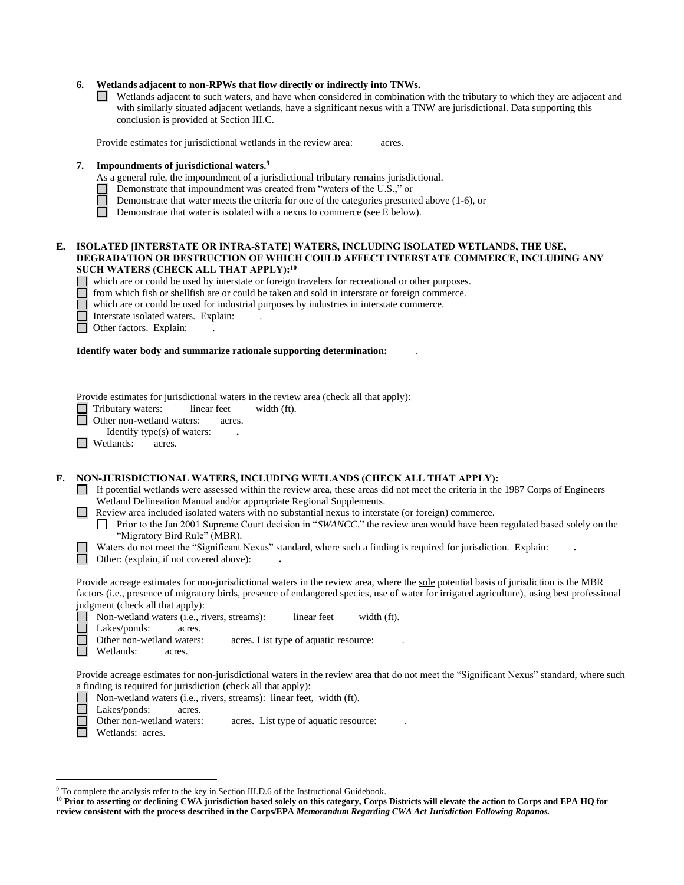**6. Wetlands adjacent to non-RPWs that flow directly or indirectly into TNWs.**

- [ ] Wetlands adjacent to such waters, and have when considered in combination with the tributary to which they are adjacent and with similarly situated adjacent wetlands, have a significant nexus with a TNW are jurisdictional. Data supporting this conclusion is provided at Section III.C.

Provide estimates for jurisdictional wetlands in the review area: acres.

**7. Impoundments of jurisdictional waters.**[9]

As a general rule, the impoundment of a jurisdictional tributary remains jurisdictional.

- [ ] Demonstrate that impoundment was created from "waters of the U.S.," or
- [ ] Demonstrate that water meets the criteria for one of the categories presented above (1-6), or
- [ ] Demonstrate that water is isolated with a nexus to commerce (see E below).

**E. ISOLATED [INTERSTATE OR INTRA-STATE] WATERS, INCLUDING ISOLATED WETLANDS, THE USE, DEGRADATION OR DESTRUCTION OF WHICH COULD AFFECT INTERSTATE COMMERCE, INCLUDING ANY SUCH WATERS (CHECK ALL THAT APPLY):**[10]

- [ ] which are or could be used by interstate or foreign travelers for recreational or other purposes.
- [ ] from which fish or shellfish are or could be taken and sold in interstate or foreign commerce.
- [ ] which are or could be used for industrial purposes by industries in interstate commerce.
- [ ] Interstate isolated waters. Explain: .
- [ ] Other factors. Explain: .

**Identify water body and summarize rationale supporting determination:** .

Provide estimates for jurisdictional waters in the review area (check all that apply):

- [ ] Tributary waters: linear feet width (ft).
- [ ] Other non-wetland waters: acres.
  Identify type(s) of waters: **.**
- [ ] Wetlands: acres.

**F. NON-JURISDICTIONAL WATERS, INCLUDING WETLANDS (CHECK ALL THAT APPLY):**

- [ ] If potential wetlands were assessed within the review area, these areas did not meet the criteria in the 1987 Corps of Engineers Wetland Delineation Manual and/or appropriate Regional Supplements.
- [ ] Review area included isolated waters with no substantial nexus to interstate (or foreign) commerce.
  - [ ] Prior to the Jan 2001 Supreme Court decision in "*SWANCC*," the review area would have been regulated based solely on the "Migratory Bird Rule" (MBR).
- [ ] Waters do not meet the "Significant Nexus" standard, where such a finding is required for jurisdiction. Explain: **.**
- [ ] Other: (explain, if not covered above): **.**

Provide acreage estimates for non-jurisdictional waters in the review area, where the sole potential basis of jurisdiction is the MBR factors (i.e., presence of migratory birds, presence of endangered species, use of water for irrigated agriculture), using best professional judgment (check all that apply):

- [ ] Non-wetland waters (i.e., rivers, streams): linear feet width (ft).
- [ ] Lakes/ponds: acres.
- [ ] Other non-wetland waters: acres. List type of aquatic resource: .
- [ ] Wetlands: acres.

Provide acreage estimates for non-jurisdictional waters in the review area that do not meet the "Significant Nexus" standard, where such a finding is required for jurisdiction (check all that apply):

- [ ] Non-wetland waters (i.e., rivers, streams): linear feet, width (ft).
- [ ] Lakes/ponds: acres.
- [ ] Other non-wetland waters: acres. List type of aquatic resource: .
- [ ] Wetlands: acres.

---

[9] To complete the analysis refer to the key in Section III.D.6 of the Instructional Guidebook.

[10] **Prior to asserting or declining CWA jurisdiction based solely on this category, Corps Districts will elevate the action to Corps and EPA HQ for review consistent with the process described in the Corps/EPA *Memorandum Regarding CWA Act Jurisdiction Following Rapanos.***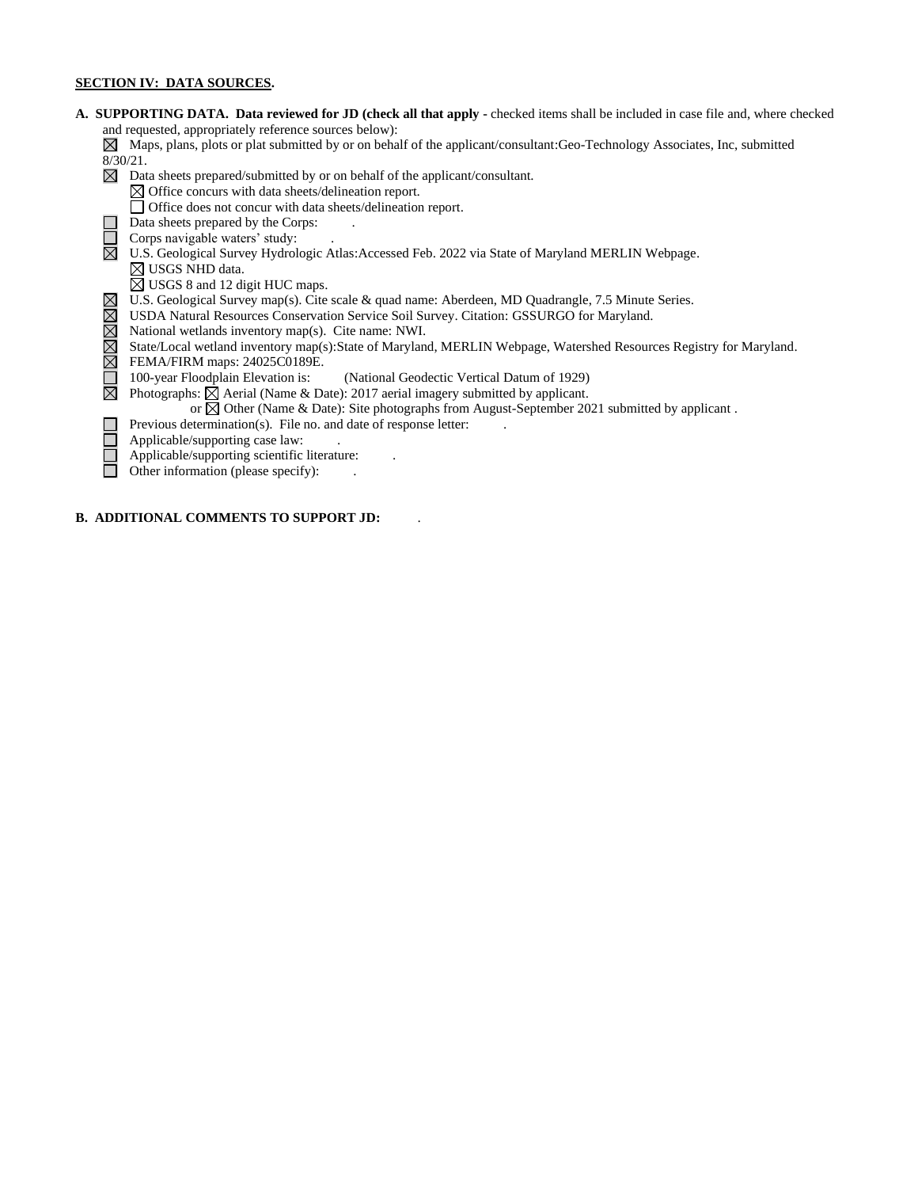**SECTION IV: DATA SOURCES.**

**A. SUPPORTING DATA. Data reviewed for JD (check all that apply** - checked items shall be included in case file and, where checked and requested, appropriately reference sources below):

- ☒ Maps, plans, plots or plat submitted by or on behalf of the applicant/consultant:Geo-Technology Associates, Inc, submitted 8/30/21.
- ☒ Data sheets prepared/submitted by or on behalf of the applicant/consultant.
  - ☒ Office concurs with data sheets/delineation report.
  - ☐ Office does not concur with data sheets/delineation report.
- ☐ Data sheets prepared by the Corps: .
- ☐ Corps navigable waters' study: .
- ☒ U.S. Geological Survey Hydrologic Atlas:Accessed Feb. 2022 via State of Maryland MERLIN Webpage.
  - ☒ USGS NHD data.
  - ☒ USGS 8 and 12 digit HUC maps.
- ☒ U.S. Geological Survey map(s). Cite scale & quad name: Aberdeen, MD Quadrangle, 7.5 Minute Series.
- ☒ USDA Natural Resources Conservation Service Soil Survey. Citation: GSSURGO for Maryland.
- ☒ National wetlands inventory map(s). Cite name: NWI.
- ☒ State/Local wetland inventory map(s):State of Maryland, MERLIN Webpage, Watershed Resources Registry for Maryland.
- ☒ FEMA/FIRM maps: 24025C0189E.
- ☐ 100-year Floodplain Elevation is: (National Geodectic Vertical Datum of 1929)
- ☒ Photographs: ☒ Aerial (Name & Date): 2017 aerial imagery submitted by applicant.
  - or ☒ Other (Name & Date): Site photographs from August-September 2021 submitted by applicant .
- ☐ Previous determination(s). File no. and date of response letter: .
- ☐ Applicable/supporting case law: .
- ☐ Applicable/supporting scientific literature: .
- ☐ Other information (please specify): .

**B. ADDITIONAL COMMENTS TO SUPPORT JD:** .